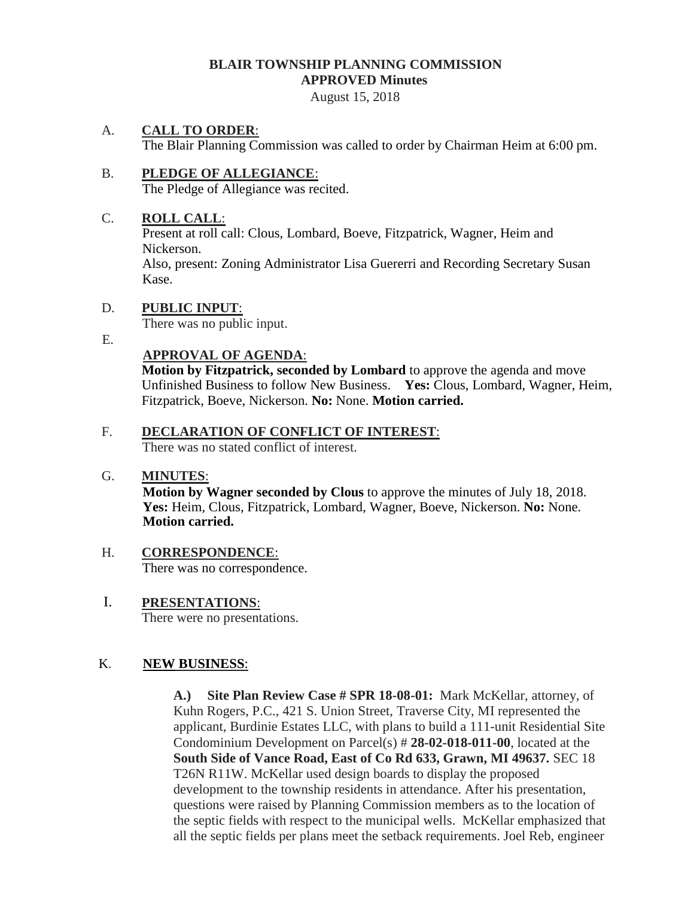**BLAIR TOWNSHIP PLANNING COMMISSION**
**APPROVED Minutes**
August 15, 2018

A. **CALL TO ORDER**:
The Blair Planning Commission was called to order by Chairman Heim at 6:00 pm.

B. **PLEDGE OF ALLEGIANCE**:
The Pledge of Allegiance was recited.

C. **ROLL CALL**:
Present at roll call: Clous, Lombard, Boeve, Fitzpatrick, Wagner, Heim and Nickerson.
Also, present: Zoning Administrator Lisa Guererri and Recording Secretary Susan Kase.

D. **PUBLIC INPUT**:
There was no public input.

E. **APPROVAL OF AGENDA**:
**Motion by Fitzpatrick, seconded by Lombard** to approve the agenda and move Unfinished Business to follow New Business. **Yes:** Clous, Lombard, Wagner, Heim, Fitzpatrick, Boeve, Nickerson. **No:** None. **Motion carried.**

F. **DECLARATION OF CONFLICT OF INTEREST**:
There was no stated conflict of interest.

G. **MINUTES**:
**Motion by Wagner seconded by Clous** to approve the minutes of July 18, 2018. **Yes:** Heim, Clous, Fitzpatrick, Lombard, Wagner, Boeve, Nickerson. **No:** None. **Motion carried.**

H. **CORRESPONDENCE**:
There was no correspondence.

I. **PRESENTATIONS**:
There were no presentations.

K. **NEW BUSINESS**:

**A.) Site Plan Review Case # SPR 18-08-01:** Mark McKellar, attorney, of Kuhn Rogers, P.C., 421 S. Union Street, Traverse City, MI represented the applicant, Burdinie Estates LLC, with plans to build a 111-unit Residential Site Condominium Development on Parcel(s) # **28-02-018-011-00**, located at the **South Side of Vance Road, East of Co Rd 633, Grawn, MI 49637.** SEC 18 T26N R11W. McKellar used design boards to display the proposed development to the township residents in attendance. After his presentation, questions were raised by Planning Commission members as to the location of the septic fields with respect to the municipal wells. McKellar emphasized that all the septic fields per plans meet the setback requirements. Joel Reb, engineer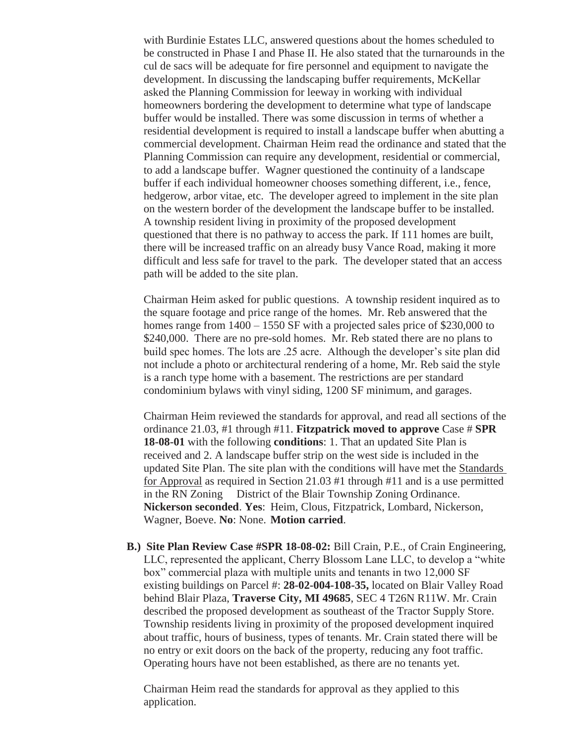with Burdinie Estates LLC, answered questions about the homes scheduled to be constructed in Phase I and Phase II. He also stated that the turnarounds in the cul de sacs will be adequate for fire personnel and equipment to navigate the development. In discussing the landscaping buffer requirements, McKellar asked the Planning Commission for leeway in working with individual homeowners bordering the development to determine what type of landscape buffer would be installed. There was some discussion in terms of whether a residential development is required to install a landscape buffer when abutting a commercial development. Chairman Heim read the ordinance and stated that the Planning Commission can require any development, residential or commercial, to add a landscape buffer. Wagner questioned the continuity of a landscape buffer if each individual homeowner chooses something different, i.e., fence, hedgerow, arbor vitae, etc. The developer agreed to implement in the site plan on the western border of the development the landscape buffer to be installed. A township resident living in proximity of the proposed development questioned that there is no pathway to access the park. If 111 homes are built, there will be increased traffic on an already busy Vance Road, making it more difficult and less safe for travel to the park. The developer stated that an access path will be added to the site plan.

Chairman Heim asked for public questions. A township resident inquired as to the square footage and price range of the homes. Mr. Reb answered that the homes range from 1400 – 1550 SF with a projected sales price of $230,000 to $240,000. There are no pre-sold homes. Mr. Reb stated there are no plans to build spec homes. The lots are .25 acre. Although the developer's site plan did not include a photo or architectural rendering of a home, Mr. Reb said the style is a ranch type home with a basement. The restrictions are per standard condominium bylaws with vinyl siding, 1200 SF minimum, and garages.

Chairman Heim reviewed the standards for approval, and read all sections of the ordinance 21.03, #1 through #11. **Fitzpatrick moved to approve** Case # **SPR 18-08-01** with the following **conditions**: 1. That an updated Site Plan is received and 2. A landscape buffer strip on the west side is included in the updated Site Plan. The site plan with the conditions will have met the Standards for Approval as required in Section 21.03 #1 through #11 and is a use permitted in the RN Zoning District of the Blair Township Zoning Ordinance. **Nickerson seconded**. **Yes**: Heim, Clous, Fitzpatrick, Lombard, Nickerson, Wagner, Boeve. **No**: None. **Motion carried**.

**B.) Site Plan Review Case #SPR 18-08-02:** Bill Crain, P.E., of Crain Engineering, LLC, represented the applicant, Cherry Blossom Lane LLC, to develop a "white box" commercial plaza with multiple units and tenants in two 12,000 SF existing buildings on Parcel #: **28-02-004-108-35,** located on Blair Valley Road behind Blair Plaza, **Traverse City, MI 49685**, SEC 4 T26N R11W. Mr. Crain described the proposed development as southeast of the Tractor Supply Store. Township residents living in proximity of the proposed development inquired about traffic, hours of business, types of tenants. Mr. Crain stated there will be no entry or exit doors on the back of the property, reducing any foot traffic. Operating hours have not been established, as there are no tenants yet.

Chairman Heim read the standards for approval as they applied to this application.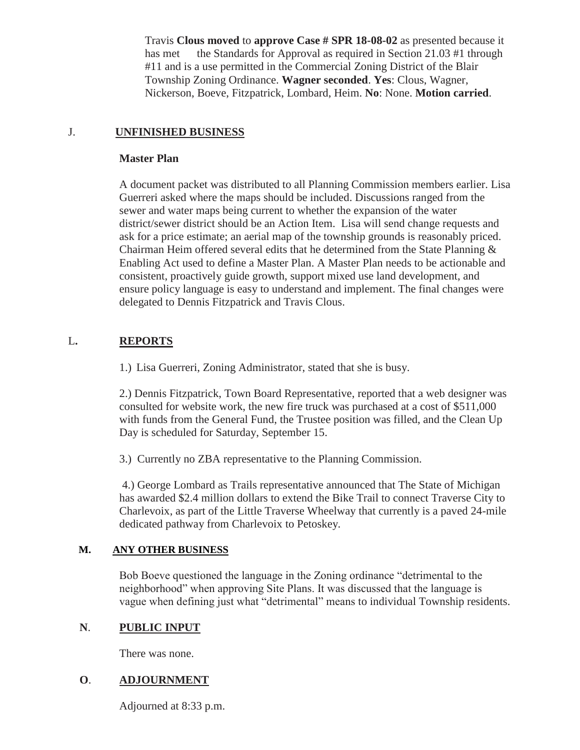Travis **Clous moved** to **approve Case # SPR 18-08-02** as presented because it has met the Standards for Approval as required in Section 21.03 #1 through #11 and is a use permitted in the Commercial Zoning District of the Blair Township Zoning Ordinance. **Wagner seconded**. **Yes**: Clous, Wagner, Nickerson, Boeve, Fitzpatrick, Lombard, Heim. **No**: None. **Motion carried**.

## J. UNFINISHED BUSINESS

**Master Plan**

A document packet was distributed to all Planning Commission members earlier. Lisa Guerreri asked where the maps should be included. Discussions ranged from the sewer and water maps being current to whether the expansion of the water district/sewer district should be an Action Item. Lisa will send change requests and ask for a price estimate; an aerial map of the township grounds is reasonably priced. Chairman Heim offered several edits that he determined from the State Planning & Enabling Act used to define a Master Plan. A Master Plan needs to be actionable and consistent, proactively guide growth, support mixed use land development, and ensure policy language is easy to understand and implement. The final changes were delegated to Dennis Fitzpatrick and Travis Clous.

## L. REPORTS

1.) Lisa Guerreri, Zoning Administrator, stated that she is busy.

2.) Dennis Fitzpatrick, Town Board Representative, reported that a web designer was consulted for website work, the new fire truck was purchased at a cost of $511,000 with funds from the General Fund, the Trustee position was filled, and the Clean Up Day is scheduled for Saturday, September 15.

3.) Currently no ZBA representative to the Planning Commission.

4.) George Lombard as Trails representative announced that The State of Michigan has awarded $2.4 million dollars to extend the Bike Trail to connect Traverse City to Charlevoix, as part of the Little Traverse Wheelway that currently is a paved 24-mile dedicated pathway from Charlevoix to Petoskey.

## M. ANY OTHER BUSINESS

Bob Boeve questioned the language in the Zoning ordinance "detrimental to the neighborhood" when approving Site Plans. It was discussed that the language is vague when defining just what "detrimental" means to individual Township residents.

## N. PUBLIC INPUT

There was none.

## O. ADJOURNMENT

Adjourned at 8:33 p.m.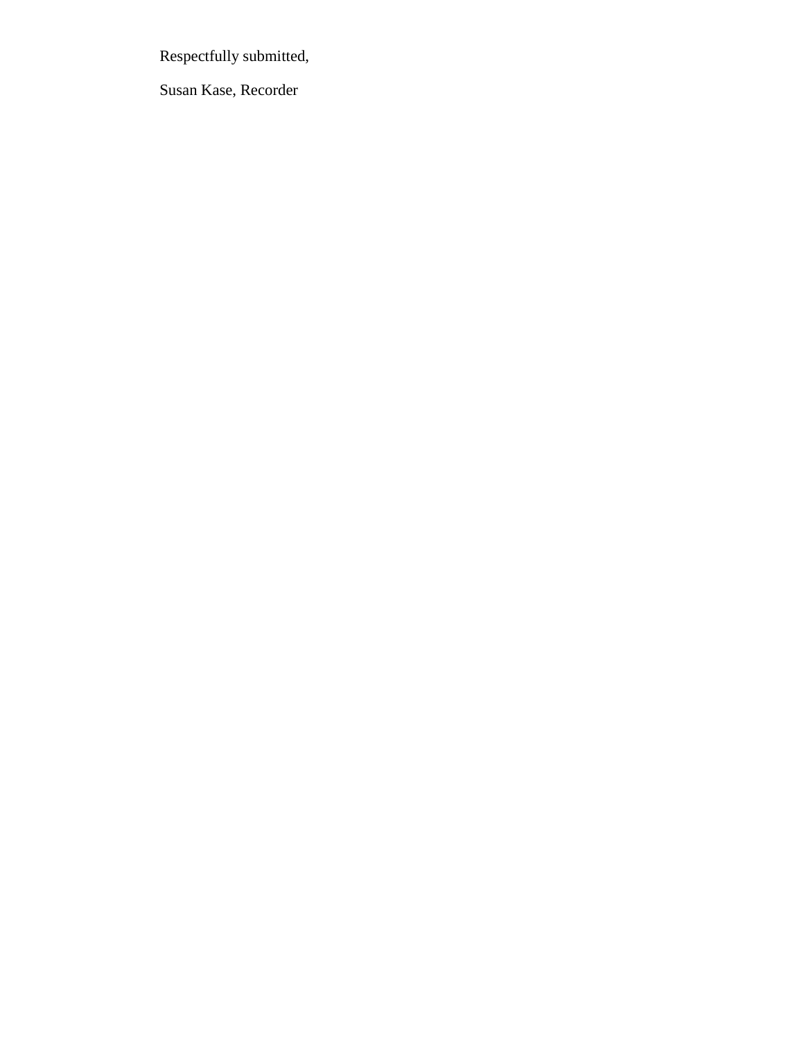Respectfully submitted,

Susan Kase, Recorder